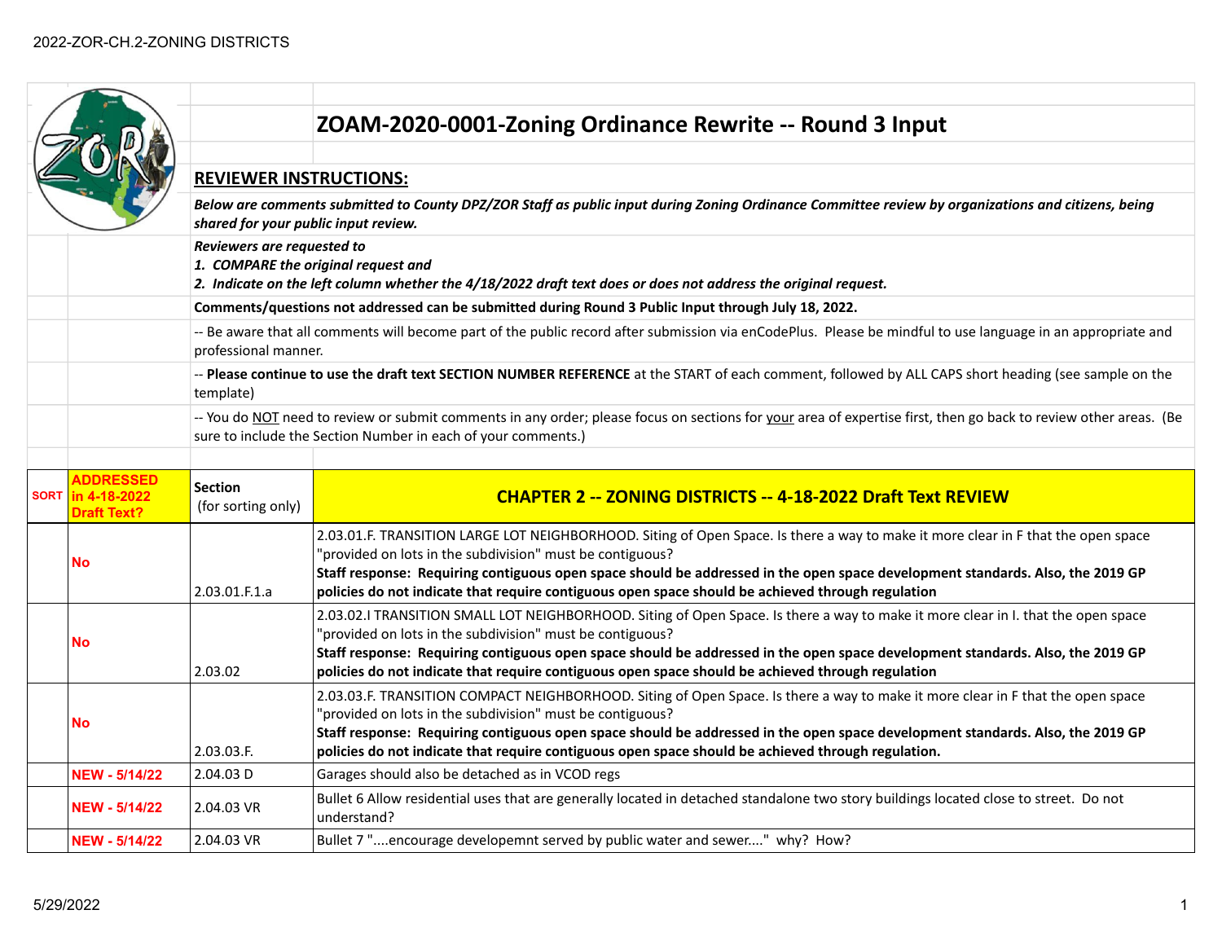# ZOAM-2020-0001-Zoning Ordinance Rewrite -- Round 3 Input

## REVIEWER INSTRUCTIONS:

***Below are comments submitted to County DPZ/ZOR Staff as public input during Zoning Ordinance Committee review by organizations and citizens, being shared for your public input review.***

***Reviewers are requested to***
***1. COMPARE the original request and***
***2. Indicate on the left column whether the 4/18/2022 draft text does or does not address the original request.***

**Comments/questions not addressed can be submitted during Round 3 Public Input through July 18, 2022.**

-- Be aware that all comments will become part of the public record after submission via enCodePlus. Please be mindful to use language in an appropriate and professional manner.

-- **Please continue to use the draft text SECTION NUMBER REFERENCE** at the START of each comment, followed by ALL CAPS short heading (see sample on the template)

-- You do NOT need to review or submit comments in any order; please focus on sections for your area of expertise first, then go back to review other areas. (Be sure to include the Section Number in each of your comments.)

| SORT | ADDRESSED in 4-18-2022 Draft Text? | Section (for sorting only) | CHAPTER 2 -- ZONING DISTRICTS -- 4-18-2022 Draft Text REVIEW |
|---|---|---|---|
| | No | 2.03.01.F.1.a | 2.03.01.F. TRANSITION LARGE LOT NEIGHBORHOOD. Siting of Open Space. Is there a way to make it more clear in F that the open space "provided on lots in the subdivision" must be contiguous? **Staff response: Requiring contiguous open space should be addressed in the open space development standards. Also, the 2019 GP policies do not indicate that require contiguous open space should be achieved through regulation** |
| | No | 2.03.02 | 2.03.02.I TRANSITION SMALL LOT NEIGHBORHOOD. Siting of Open Space. Is there a way to make it more clear in I. that the open space "provided on lots in the subdivision" must be contiguous? **Staff response: Requiring contiguous open space should be addressed in the open space development standards. Also, the 2019 GP policies do not indicate that require contiguous open space should be achieved through regulation** |
| | No | 2.03.03.F. | 2.03.03.F. TRANSITION COMPACT NEIGHBORHOOD. Siting of Open Space. Is there a way to make it more clear in F that the open space "provided on lots in the subdivision" must be contiguous? **Staff response: Requiring contiguous open space should be addressed in the open space development standards. Also, the 2019 GP policies do not indicate that require contiguous open space should be achieved through regulation.** |
| | NEW - 5/14/22 | 2.04.03 D | Garages should also be detached as in VCOD regs |
| | NEW - 5/14/22 | 2.04.03 VR | Bullet 6 Allow residential uses that are generally located in detached standalone two story buildings located close to street. Do not understand? |
| | NEW - 5/14/22 | 2.04.03 VR | Bullet 7 "....encourage developemnt served by public water and sewer...." why? How? |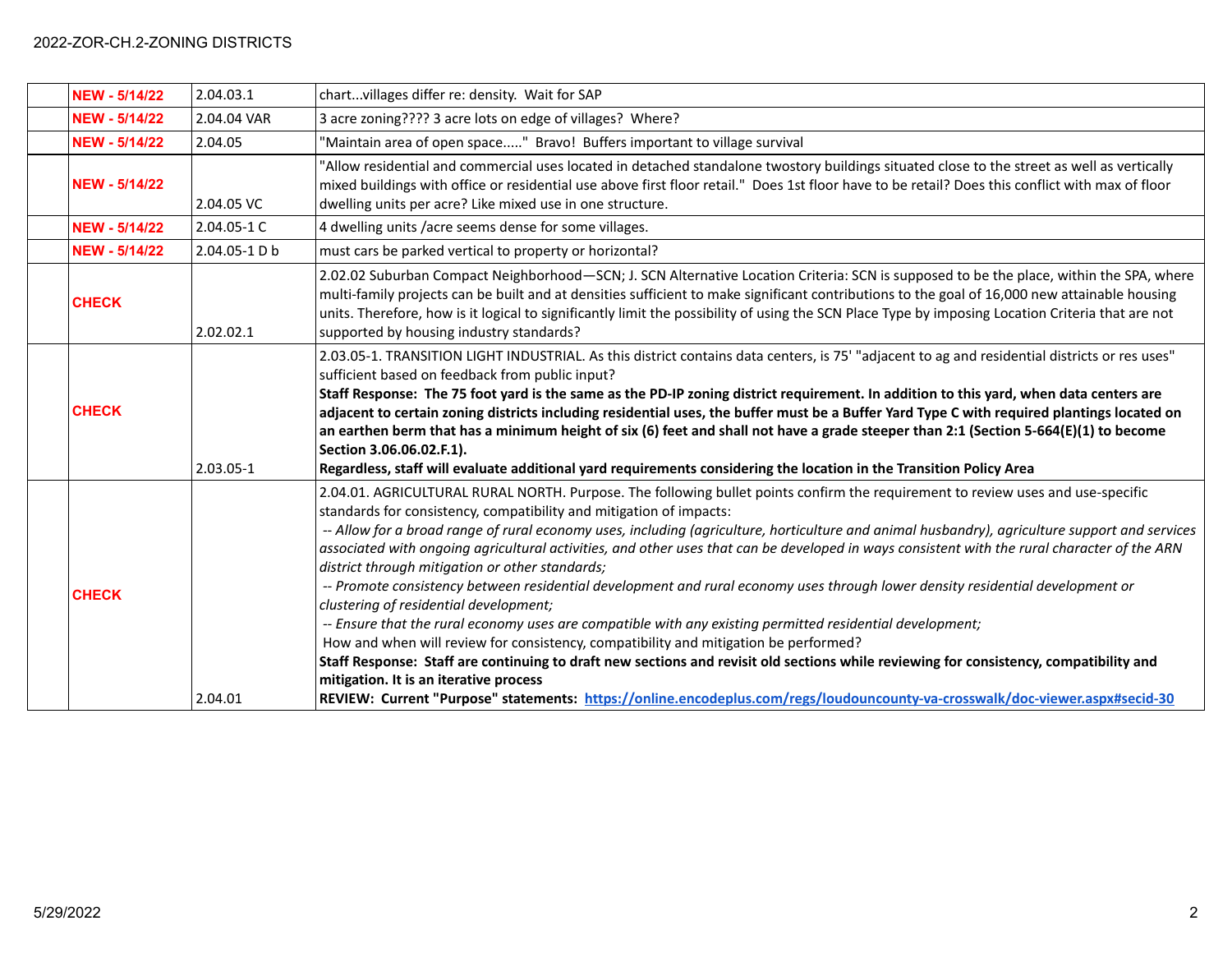|  |  |  |  |
|---|---|---|---|
|  | **NEW - 5/14/22** | 2.04.03.1 | chart...villages differ re: density. Wait for SAP |
|  | **NEW - 5/14/22** | 2.04.04 VAR | 3 acre zoning???? 3 acre lots on edge of villages? Where? |
|  | **NEW - 5/14/22** | 2.04.05 | "Maintain area of open space....." Bravo! Buffers important to village survival |
|  | **NEW - 5/14/22** | 2.04.05 VC | "Allow residential and commercial uses located in detached standalone twostory buildings situated close to the street as well as vertically mixed buildings with office or residential use above first floor retail." Does 1st floor have to be retail? Does this conflict with max of floor dwelling units per acre? Like mixed use in one structure. |
|  | **NEW - 5/14/22** | 2.04.05-1 C | 4 dwelling units /acre seems dense for some villages. |
|  | **NEW - 5/14/22** | 2.04.05-1 D b | must cars be parked vertical to property or horizontal? |
|  | **CHECK** | 2.02.02.1 | 2.02.02 Suburban Compact Neighborhood—SCN; J. SCN Alternative Location Criteria: SCN is supposed to be the place, within the SPA, where multi-family projects can be built and at densities sufficient to make significant contributions to the goal of 16,000 new attainable housing units. Therefore, how is it logical to significantly limit the possibility of using the SCN Place Type by imposing Location Criteria that are not supported by housing industry standards? |
|  | **CHECK** | 2.03.05-1 | 2.03.05-1. TRANSITION LIGHT INDUSTRIAL. As this district contains data centers, is 75' "adjacent to ag and residential districts or res uses" sufficient based on feedback from public input? **Staff Response: The 75 foot yard is the same as the PD-IP zoning district requirement. In addition to this yard, when data centers are adjacent to certain zoning districts including residential uses, the buffer must be a Buffer Yard Type C with required plantings located on an earthen berm that has a minimum height of six (6) feet and shall not have a grade steeper than 2:1 (Section 5-664(E)(1) to become Section 3.06.06.02.F.1).** **Regardless, staff will evaluate additional yard requirements considering the location in the Transition Policy Area** |
|  | **CHECK** | 2.04.01 | 2.04.01. AGRICULTURAL RURAL NORTH. Purpose. The following bullet points confirm the requirement to review uses and use-specific standards for consistency, compatibility and mitigation of impacts: *-- Allow for a broad range of rural economy uses, including (agriculture, horticulture and animal husbandry), agriculture support and services associated with ongoing agricultural activities, and other uses that can be developed in ways consistent with the rural character of the ARN district through mitigation or other standards;* *-- Promote consistency between residential development and rural economy uses through lower density residential development or clustering of residential development;* *-- Ensure that the rural economy uses are compatible with any existing permitted residential development;* How and when will review for consistency, compatibility and mitigation be performed? **Staff Response: Staff are continuing to draft new sections and revisit old sections while reviewing for consistency, compatibility and mitigation. It is an iterative process** **REVIEW: Current "Purpose" statements: https://online.encodeplus.com/regs/loudouncounty-va-crosswalk/doc-viewer.aspx#secid-30** |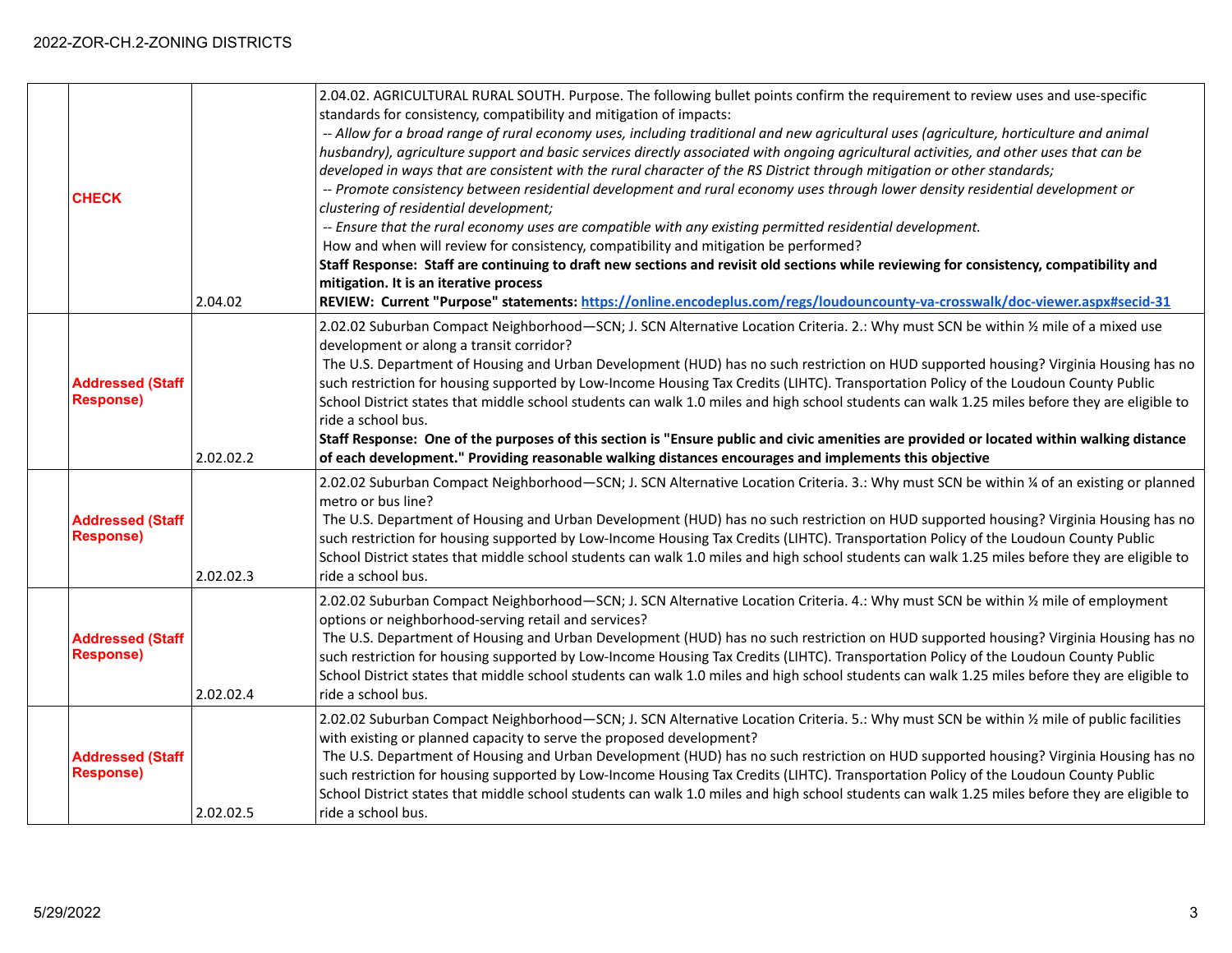| | | | |
|---|---|---|---|
| | **CHECK** | 2.04.02 | 2.04.02. AGRICULTURAL RURAL SOUTH. Purpose. The following bullet points confirm the requirement to review uses and use-specific standards for consistency, compatibility and mitigation of impacts:<br>*-- Allow for a broad range of rural economy uses, including traditional and new agricultural uses (agriculture, horticulture and animal husbandry), agriculture support and basic services directly associated with ongoing agricultural activities, and other uses that can be developed in ways that are consistent with the rural character of the RS District through mitigation or other standards;*<br>*-- Promote consistency between residential development and rural economy uses through lower density residential development or clustering of residential development;*<br>*-- Ensure that the rural economy uses are compatible with any existing permitted residential development.*<br>How and when will review for consistency, compatibility and mitigation be performed?<br>**Staff Response: Staff are continuing to draft new sections and revisit old sections while reviewing for consistency, compatibility and mitigation. It is an iterative process**<br>**REVIEW: Current "Purpose" statements: [https://online.encodeplus.com/regs/loudouncounty-va-crosswalk/doc-viewer.aspx#secid-31](https://online.encodeplus.com/regs/loudouncounty-va-crosswalk/doc-viewer.aspx#secid-31)** |
| | **Addressed (Staff Response)** | 2.02.02.2 | 2.02.02 Suburban Compact Neighborhood—SCN; J. SCN Alternative Location Criteria. 2.: Why must SCN be within ½ mile of a mixed use development or along a transit corridor?<br>The U.S. Department of Housing and Urban Development (HUD) has no such restriction on HUD supported housing? Virginia Housing has no such restriction for housing supported by Low-Income Housing Tax Credits (LIHTC). Transportation Policy of the Loudoun County Public School District states that middle school students can walk 1.0 miles and high school students can walk 1.25 miles before they are eligible to ride a school bus.<br>**Staff Response: One of the purposes of this section is "Ensure public and civic amenities are provided or located within walking distance of each development." Providing reasonable walking distances encourages and implements this objective** |
| | **Addressed (Staff Response)** | 2.02.02.3 | 2.02.02 Suburban Compact Neighborhood—SCN; J. SCN Alternative Location Criteria. 3.: Why must SCN be within ¼ of an existing or planned metro or bus line?<br>The U.S. Department of Housing and Urban Development (HUD) has no such restriction on HUD supported housing? Virginia Housing has no such restriction for housing supported by Low-Income Housing Tax Credits (LIHTC). Transportation Policy of the Loudoun County Public School District states that middle school students can walk 1.0 miles and high school students can walk 1.25 miles before they are eligible to ride a school bus. |
| | **Addressed (Staff Response)** | 2.02.02.4 | 2.02.02 Suburban Compact Neighborhood—SCN; J. SCN Alternative Location Criteria. 4.: Why must SCN be within ½ mile of employment options or neighborhood-serving retail and services?<br>The U.S. Department of Housing and Urban Development (HUD) has no such restriction on HUD supported housing? Virginia Housing has no such restriction for housing supported by Low-Income Housing Tax Credits (LIHTC). Transportation Policy of the Loudoun County Public School District states that middle school students can walk 1.0 miles and high school students can walk 1.25 miles before they are eligible to ride a school bus. |
| | **Addressed (Staff Response)** | 2.02.02.5 | 2.02.02 Suburban Compact Neighborhood—SCN; J. SCN Alternative Location Criteria. 5.: Why must SCN be within ½ mile of public facilities with existing or planned capacity to serve the proposed development?<br>The U.S. Department of Housing and Urban Development (HUD) has no such restriction on HUD supported housing? Virginia Housing has no such restriction for housing supported by Low-Income Housing Tax Credits (LIHTC). Transportation Policy of the Loudoun County Public School District states that middle school students can walk 1.0 miles and high school students can walk 1.25 miles before they are eligible to ride a school bus. |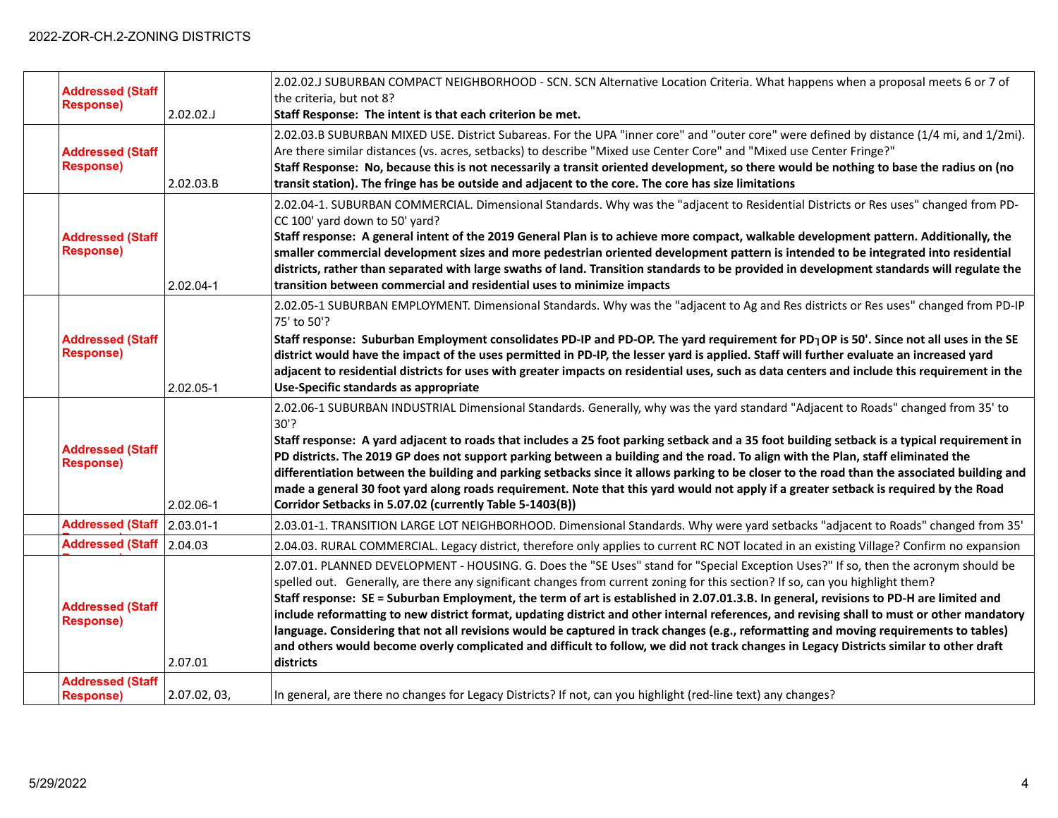|  |  |  |  |
|---|---|---|---|
|  | Addressed (Staff Response) | 2.02.02.J | 2.02.02.J SUBURBAN COMPACT NEIGHBORHOOD - SCN. SCN Alternative Location Criteria. What happens when a proposal meets 6 or 7 of the criteria, but not 8?<br>**Staff Response: The intent is that each criterion be met.** |
|  | Addressed (Staff Response) | 2.02.03.B | 2.02.03.B SUBURBAN MIXED USE. District Subareas. For the UPA "inner core" and "outer core" were defined by distance (1/4 mi, and 1/2mi). Are there similar distances (vs. acres, setbacks) to describe "Mixed use Center Core" and "Mixed use Center Fringe?"<br>**Staff Response: No, because this is not necessarily a transit oriented development, so there would be nothing to base the radius on (no transit station). The fringe has be outside and adjacent to the core. The core has size limitations** |
|  | Addressed (Staff Response) | 2.02.04-1 | 2.02.04-1. SUBURBAN COMMERCIAL. Dimensional Standards. Why was the "adjacent to Residential Districts or Res uses" changed from PD-CC 100' yard down to 50' yard?<br>**Staff response: A general intent of the 2019 General Plan is to achieve more compact, walkable development pattern. Additionally, the smaller commercial development sizes and more pedestrian oriented development pattern is intended to be integrated into residential districts, rather than separated with large swaths of land. Transition standards to be provided in development standards will regulate the transition between commercial and residential uses to minimize impacts** |
|  | Addressed (Staff Response) | 2.02.05-1 | 2.02.05-1 SUBURBAN EMPLOYMENT. Dimensional Standards. Why was the "adjacent to Ag and Res districts or Res uses" changed from PD-IP 75' to 50'?<br>**Staff response: Suburban Employment consolidates PD-IP and PD-OP. The yard requirement for PD┐OP is 50'. Since not all uses in the SE district would have the impact of the uses permitted in PD-IP, the lesser yard is applied. Staff will further evaluate an increased yard adjacent to residential districts for uses with greater impacts on residential uses, such as data centers and include this requirement in the Use-Specific standards as appropriate** |
|  | Addressed (Staff Response) | 2.02.06-1 | 2.02.06-1 SUBURBAN INDUSTRIAL Dimensional Standards. Generally, why was the yard standard "Adjacent to Roads" changed from 35' to 30'?<br>**Staff response: A yard adjacent to roads that includes a 25 foot parking setback and a 35 foot building setback is a typical requirement in PD districts. The 2019 GP does not support parking between a building and the road. To align with the Plan, staff eliminated the differentiation between the building and parking setbacks since it allows parking to be closer to the road than the associated building and made a general 30 foot yard along roads requirement. Note that this yard would not apply if a greater setback is required by the Road Corridor Setbacks in 5.07.02 (currently Table 5-1403(B))** |
|  | Addressed (Staff | 2.03.01-1 | 2.03.01-1. TRANSITION LARGE LOT NEIGHBORHOOD. Dimensional Standards. Why were yard setbacks "adjacent to Roads" changed from 35' |
|  | Addressed (Staff | 2.04.03 | 2.04.03. RURAL COMMERCIAL. Legacy district, therefore only applies to current RC NOT located in an existing Village? Confirm no expansion |
|  | Addressed (Staff Response) | 2.07.01 | 2.07.01. PLANNED DEVELOPMENT - HOUSING. G. Does the "SE Uses" stand for "Special Exception Uses?" If so, then the acronym should be spelled out. Generally, are there any significant changes from current zoning for this section? If so, can you highlight them?<br>**Staff response: SE = Suburban Employment, the term of art is established in 2.07.01.3.B. In general, revisions to PD-H are limited and include reformatting to new district format, updating district and other internal references, and revising shall to must or other mandatory language. Considering that not all revisions would be captured in track changes (e.g., reformatting and moving requirements to tables) and others would become overly complicated and difficult to follow, we did not track changes in Legacy Districts similar to other draft districts** |
|  | Addressed (Staff Response) | 2.07.02, 03, | In general, are there no changes for Legacy Districts? If not, can you highlight (red-line text) any changes? |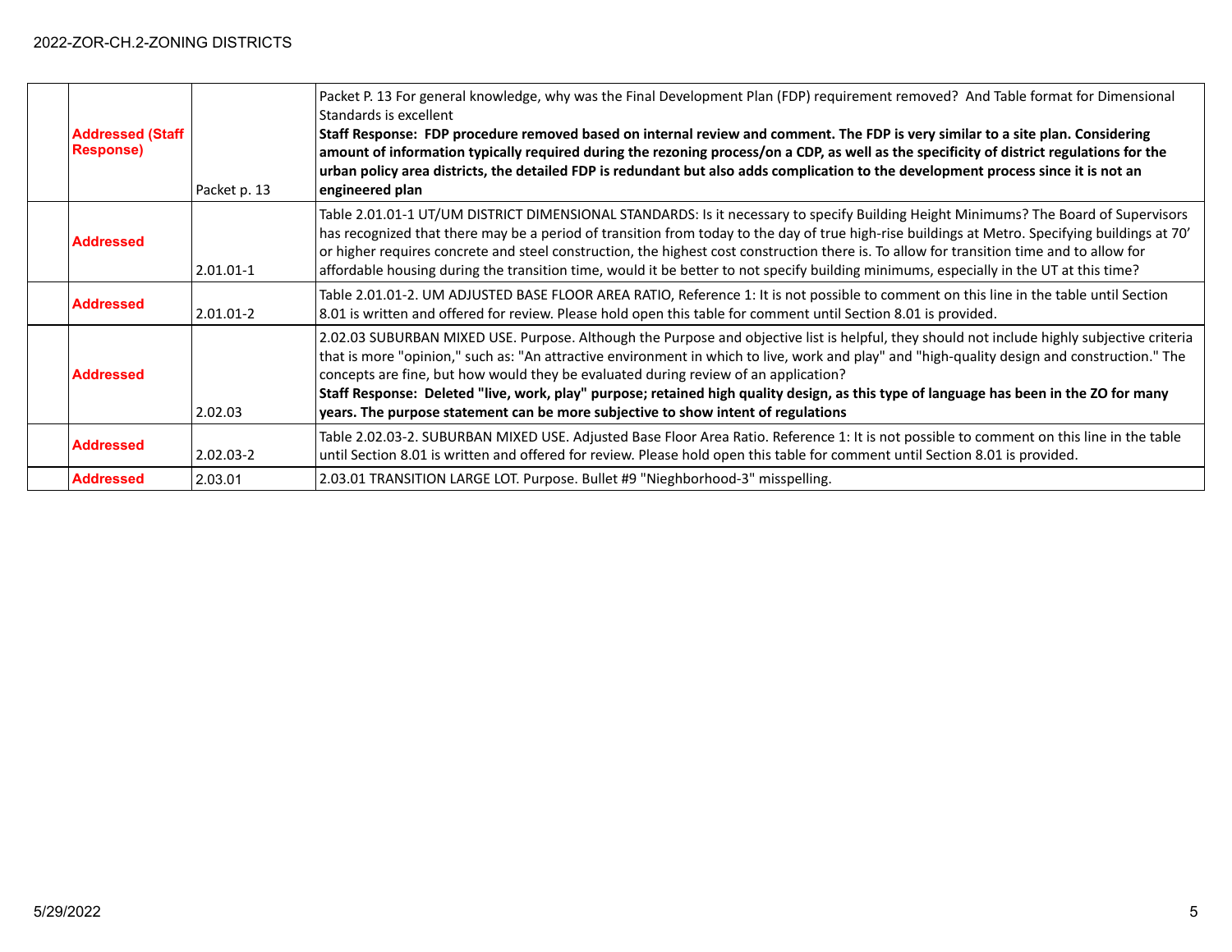| | | | |
|---|---|---|---|
| | **Addressed (Staff Response)** | Packet p. 13 | Packet P. 13 For general knowledge, why was the Final Development Plan (FDP) requirement removed? And Table format for Dimensional Standards is excellent<br>**Staff Response: FDP procedure removed based on internal review and comment. The FDP is very similar to a site plan. Considering amount of information typically required during the rezoning process/on a CDP, as well as the specificity of district regulations for the urban policy area districts, the detailed FDP is redundant but also adds complication to the development process since it is not an engineered plan** |
| | **Addressed** | 2.01.01-1 | Table 2.01.01-1 UT/UM DISTRICT DIMENSIONAL STANDARDS: Is it necessary to specify Building Height Minimums? The Board of Supervisors has recognized that there may be a period of transition from today to the day of true high-rise buildings at Metro. Specifying buildings at 70' or higher requires concrete and steel construction, the highest cost construction there is. To allow for transition time and to allow for affordable housing during the transition time, would it be better to not specify building minimums, especially in the UT at this time? |
| | **Addressed** | 2.01.01-2 | Table 2.01.01-2. UM ADJUSTED BASE FLOOR AREA RATIO, Reference 1: It is not possible to comment on this line in the table until Section 8.01 is written and offered for review. Please hold open this table for comment until Section 8.01 is provided. |
| | **Addressed** | 2.02.03 | 2.02.03 SUBURBAN MIXED USE. Purpose. Although the Purpose and objective list is helpful, they should not include highly subjective criteria that is more "opinion," such as: "An attractive environment in which to live, work and play" and "high-quality design and construction." The concepts are fine, but how would they be evaluated during review of an application?<br>**Staff Response: Deleted "live, work, play" purpose; retained high quality design, as this type of language has been in the ZO for many years. The purpose statement can be more subjective to show intent of regulations** |
| | **Addressed** | 2.02.03-2 | Table 2.02.03-2. SUBURBAN MIXED USE. Adjusted Base Floor Area Ratio. Reference 1: It is not possible to comment on this line in the table until Section 8.01 is written and offered for review. Please hold open this table for comment until Section 8.01 is provided. |
| | **Addressed** | 2.03.01 | 2.03.01 TRANSITION LARGE LOT. Purpose. Bullet #9 "Nieghborhood-3" misspelling. |